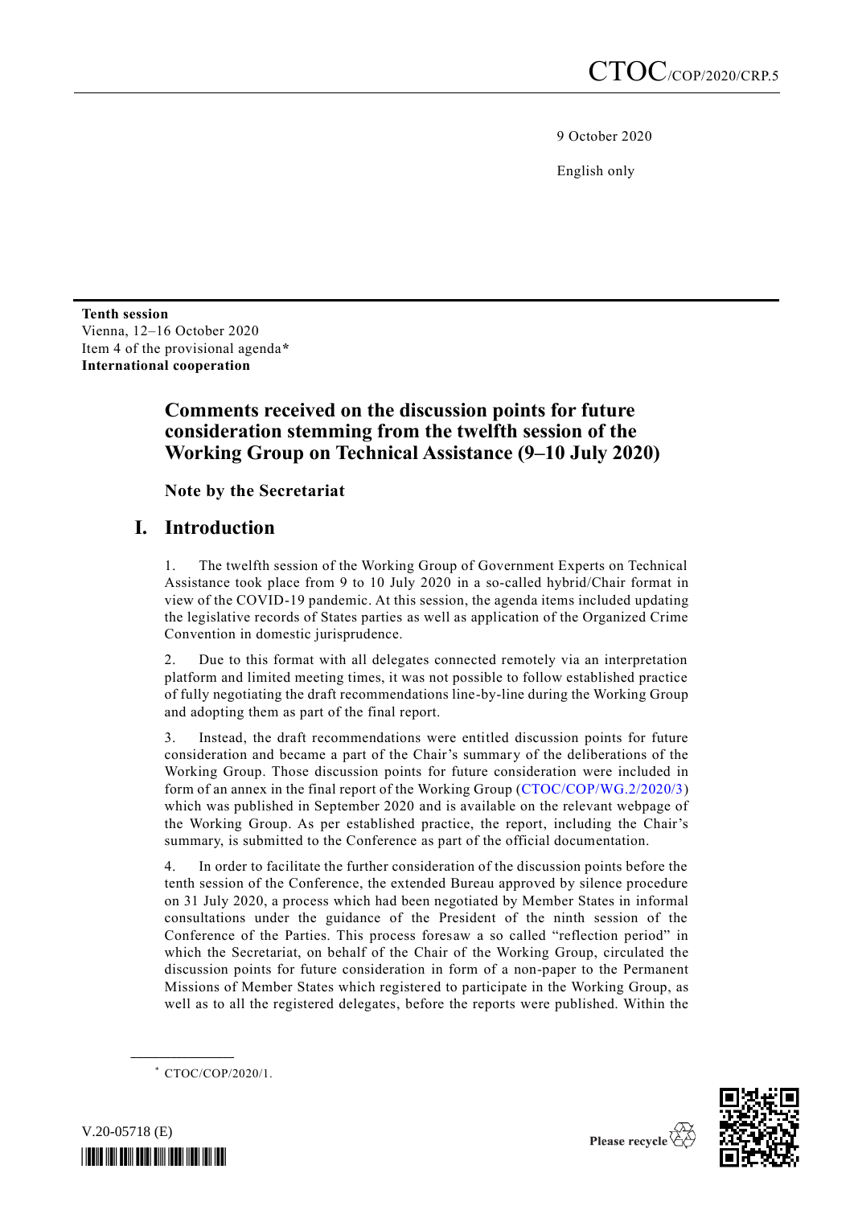CTOC/COP/2020/CRP.5

9 October 2020

English only

**Tenth session**
Vienna, 12–16 October 2020
Item 4 of the provisional agenda*
**International cooperation**

# Comments received on the discussion points for future consideration stemming from the twelfth session of the Working Group on Technical Assistance (9–10 July 2020)

## Note by the Secretariat

## I. Introduction

1. The twelfth session of the Working Group of Government Experts on Technical Assistance took place from 9 to 10 July 2020 in a so-called hybrid/Chair format in view of the COVID-19 pandemic. At this session, the agenda items included updating the legislative records of States parties as well as application of the Organized Crime Convention in domestic jurisprudence.

2. Due to this format with all delegates connected remotely via an interpretation platform and limited meeting times, it was not possible to follow established practice of fully negotiating the draft recommendations line-by-line during the Working Group and adopting them as part of the final report.

3. Instead, the draft recommendations were entitled discussion points for future consideration and became a part of the Chair's summary of the deliberations of the Working Group. Those discussion points for future consideration were included in form of an annex in the final report of the Working Group (CTOC/COP/WG.2/2020/3) which was published in September 2020 and is available on the relevant webpage of the Working Group. As per established practice, the report, including the Chair's summary, is submitted to the Conference as part of the official documentation.

4. In order to facilitate the further consideration of the discussion points before the tenth session of the Conference, the extended Bureau approved by silence procedure on 31 July 2020, a process which had been negotiated by Member States in informal consultations under the guidance of the President of the ninth session of the Conference of the Parties. This process foresaw a so called "reflection period" in which the Secretariat, on behalf of the Chair of the Working Group, circulated the discussion points for future consideration in form of a non-paper to the Permanent Missions of Member States which registered to participate in the Working Group, as well as to all the registered delegates, before the reports were published. Within the

* CTOC/COP/2020/1.

V.20-05718 (E)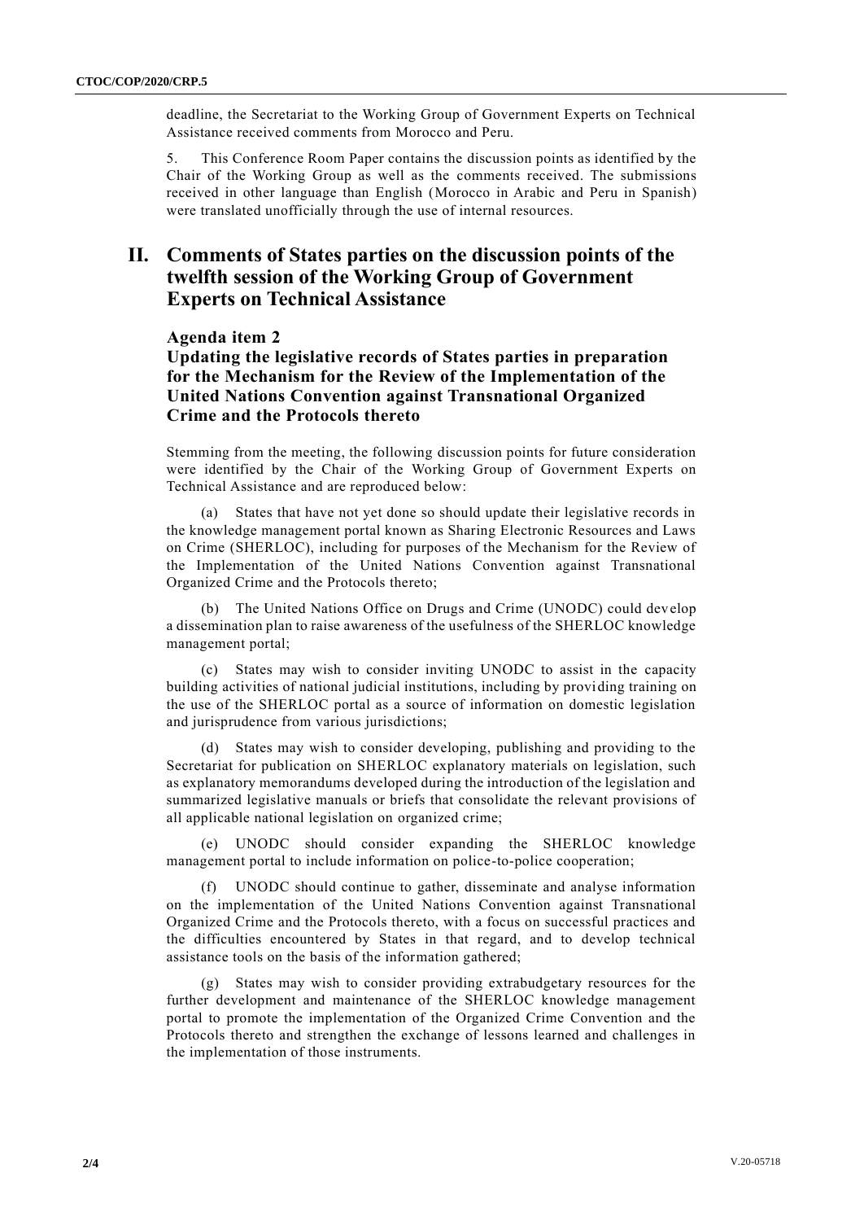deadline, the Secretariat to the Working Group of Government Experts on Technical Assistance received comments from Morocco and Peru.

5. This Conference Room Paper contains the discussion points as identified by the Chair of the Working Group as well as the comments received. The submissions received in other language than English (Morocco in Arabic and Peru in Spanish) were translated unofficially through the use of internal resources.

# II. Comments of States parties on the discussion points of the twelfth session of the Working Group of Government Experts on Technical Assistance

## Agenda item 2
## Updating the legislative records of States parties in preparation for the Mechanism for the Review of the Implementation of the United Nations Convention against Transnational Organized Crime and the Protocols thereto

Stemming from the meeting, the following discussion points for future consideration were identified by the Chair of the Working Group of Government Experts on Technical Assistance and are reproduced below:

(a) States that have not yet done so should update their legislative records in the knowledge management portal known as Sharing Electronic Resources and Laws on Crime (SHERLOC), including for purposes of the Mechanism for the Review of the Implementation of the United Nations Convention against Transnational Organized Crime and the Protocols thereto;

(b) The United Nations Office on Drugs and Crime (UNODC) could develop a dissemination plan to raise awareness of the usefulness of the SHERLOC knowledge management portal;

(c) States may wish to consider inviting UNODC to assist in the capacity building activities of national judicial institutions, including by providing training on the use of the SHERLOC portal as a source of information on domestic legislation and jurisprudence from various jurisdictions;

(d) States may wish to consider developing, publishing and providing to the Secretariat for publication on SHERLOC explanatory materials on legislation, such as explanatory memorandums developed during the introduction of the legislation and summarized legislative manuals or briefs that consolidate the relevant provisions of all applicable national legislation on organized crime;

(e) UNODC should consider expanding the SHERLOC knowledge management portal to include information on police-to-police cooperation;

(f) UNODC should continue to gather, disseminate and analyse information on the implementation of the United Nations Convention against Transnational Organized Crime and the Protocols thereto, with a focus on successful practices and the difficulties encountered by States in that regard, and to develop technical assistance tools on the basis of the information gathered;

(g) States may wish to consider providing extrabudgetary resources for the further development and maintenance of the SHERLOC knowledge management portal to promote the implementation of the Organized Crime Convention and the Protocols thereto and strengthen the exchange of lessons learned and challenges in the implementation of those instruments.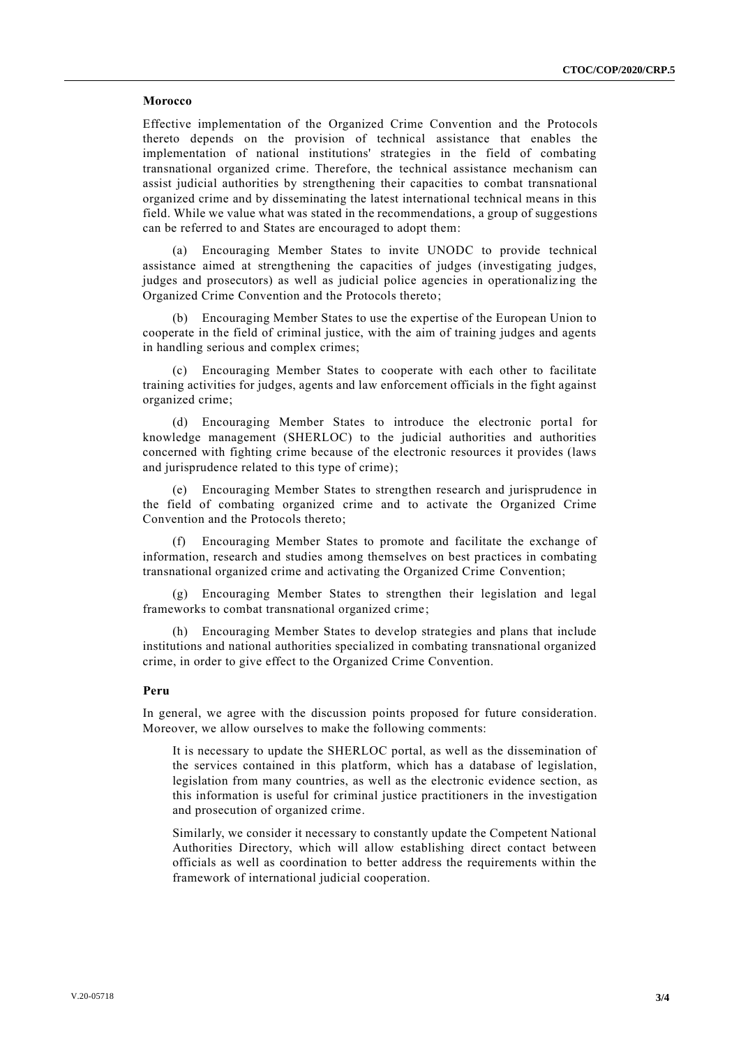**Morocco**

Effective implementation of the Organized Crime Convention and the Protocols thereto depends on the provision of technical assistance that enables the implementation of national institutions' strategies in the field of combating transnational organized crime. Therefore, the technical assistance mechanism can assist judicial authorities by strengthening their capacities to combat transnational organized crime and by disseminating the latest international technical means in this field. While we value what was stated in the recommendations, a group of suggestions can be referred to and States are encouraged to adopt them:

(a) Encouraging Member States to invite UNODC to provide technical assistance aimed at strengthening the capacities of judges (investigating judges, judges and prosecutors) as well as judicial police agencies in operationalizing the Organized Crime Convention and the Protocols thereto;

(b) Encouraging Member States to use the expertise of the European Union to cooperate in the field of criminal justice, with the aim of training judges and agents in handling serious and complex crimes;

(c) Encouraging Member States to cooperate with each other to facilitate training activities for judges, agents and law enforcement officials in the fight against organized crime;

(d) Encouraging Member States to introduce the electronic portal for knowledge management (SHERLOC) to the judicial authorities and authorities concerned with fighting crime because of the electronic resources it provides (laws and jurisprudence related to this type of crime);

(e) Encouraging Member States to strengthen research and jurisprudence in the field of combating organized crime and to activate the Organized Crime Convention and the Protocols thereto;

(f) Encouraging Member States to promote and facilitate the exchange of information, research and studies among themselves on best practices in combating transnational organized crime and activating the Organized Crime Convention;

(g) Encouraging Member States to strengthen their legislation and legal frameworks to combat transnational organized crime;

(h) Encouraging Member States to develop strategies and plans that include institutions and national authorities specialized in combating transnational organized crime, in order to give effect to the Organized Crime Convention.

**Peru**

In general, we agree with the discussion points proposed for future consideration. Moreover, we allow ourselves to make the following comments:

> It is necessary to update the SHERLOC portal, as well as the dissemination of the services contained in this platform, which has a database of legislation, legislation from many countries, as well as the electronic evidence section, as this information is useful for criminal justice practitioners in the investigation and prosecution of organized crime.
>
> Similarly, we consider it necessary to constantly update the Competent National Authorities Directory, which will allow establishing direct contact between officials as well as coordination to better address the requirements within the framework of international judicial cooperation.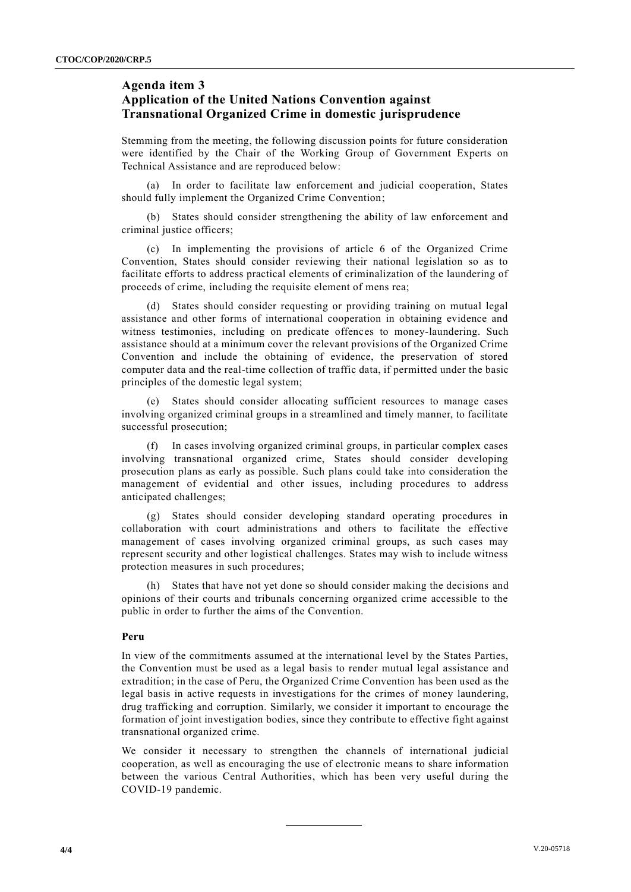## Agenda item 3
## Application of the United Nations Convention against Transnational Organized Crime in domestic jurisprudence

Stemming from the meeting, the following discussion points for future consideration were identified by the Chair of the Working Group of Government Experts on Technical Assistance and are reproduced below:

(a) In order to facilitate law enforcement and judicial cooperation, States should fully implement the Organized Crime Convention;

(b) States should consider strengthening the ability of law enforcement and criminal justice officers;

(c) In implementing the provisions of article 6 of the Organized Crime Convention, States should consider reviewing their national legislation so as to facilitate efforts to address practical elements of criminalization of the laundering of proceeds of crime, including the requisite element of mens rea;

(d) States should consider requesting or providing training on mutual legal assistance and other forms of international cooperation in obtaining evidence and witness testimonies, including on predicate offences to money-laundering. Such assistance should at a minimum cover the relevant provisions of the Organized Crime Convention and include the obtaining of evidence, the preservation of stored computer data and the real-time collection of traffic data, if permitted under the basic principles of the domestic legal system;

(e) States should consider allocating sufficient resources to manage cases involving organized criminal groups in a streamlined and timely manner, to facilitate successful prosecution;

(f) In cases involving organized criminal groups, in particular complex cases involving transnational organized crime, States should consider developing prosecution plans as early as possible. Such plans could take into consideration the management of evidential and other issues, including procedures to address anticipated challenges;

(g) States should consider developing standard operating procedures in collaboration with court administrations and others to facilitate the effective management of cases involving organized criminal groups, as such cases may represent security and other logistical challenges. States may wish to include witness protection measures in such procedures;

(h) States that have not yet done so should consider making the decisions and opinions of their courts and tribunals concerning organized crime accessible to the public in order to further the aims of the Convention.

**Peru**

In view of the commitments assumed at the international level by the States Parties, the Convention must be used as a legal basis to render mutual legal assistance and extradition; in the case of Peru, the Organized Crime Convention has been used as the legal basis in active requests in investigations for the crimes of money laundering, drug trafficking and corruption. Similarly, we consider it important to encourage the formation of joint investigation bodies, since they contribute to effective fight against transnational organized crime.

We consider it necessary to strengthen the channels of international judicial cooperation, as well as encouraging the use of electronic means to share information between the various Central Authorities, which has been very useful during the COVID-19 pandemic.